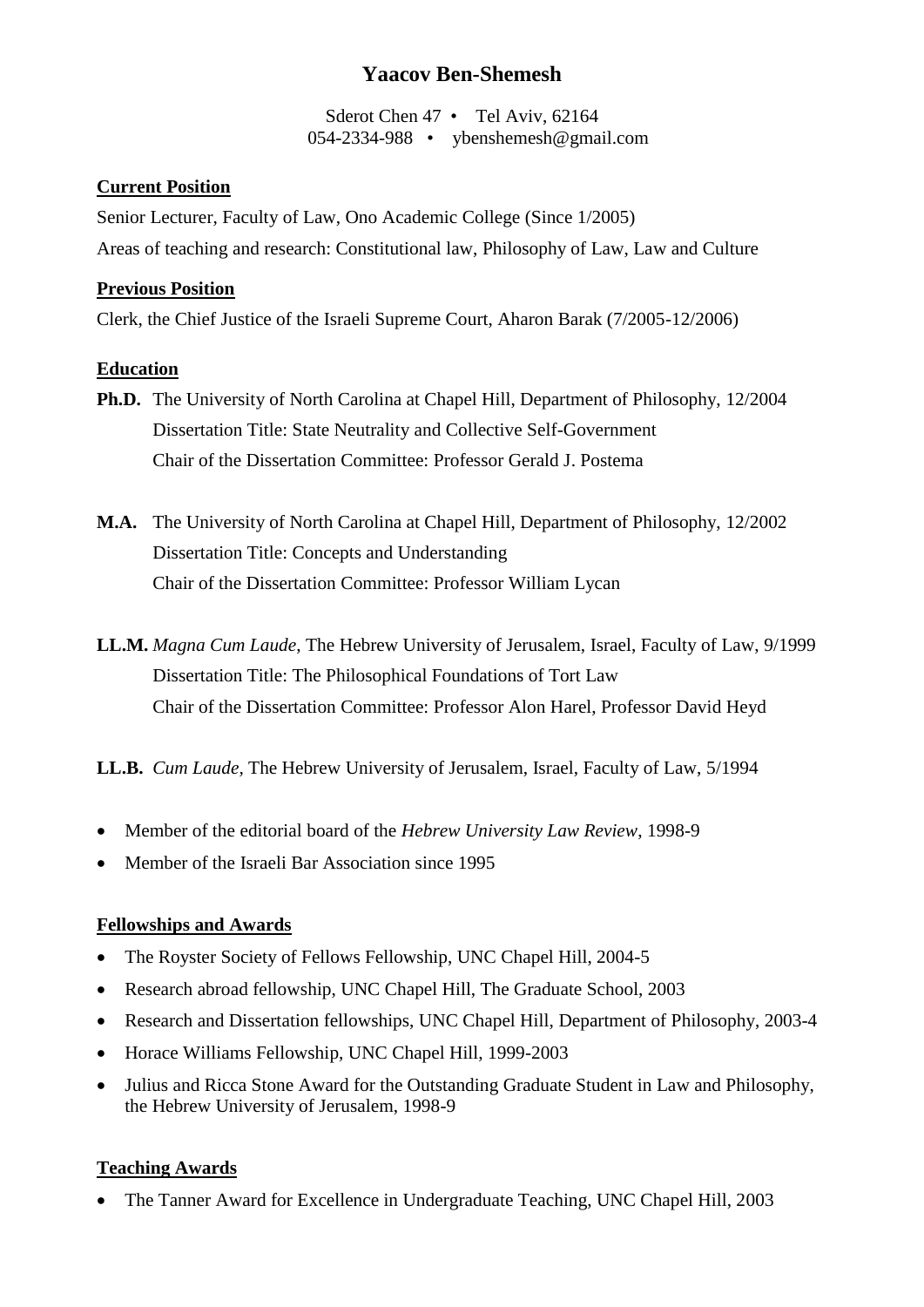# Yaacov Ben-Shemesh

Sderot Chen 47 • Tel Aviv, 62164
054-2334-988 • ybenshemesh@gmail.com

## Current Position

Senior Lecturer, Faculty of Law, Ono Academic College (Since 1/2005)

Areas of teaching and research: Constitutional law, Philosophy of Law, Law and Culture

## Previous Position

Clerk, the Chief Justice of the Israeli Supreme Court, Aharon Barak (7/2005-12/2006)

## Education

**Ph.D.** The University of North Carolina at Chapel Hill, Department of Philosophy, 12/2004
Dissertation Title: State Neutrality and Collective Self-Government
Chair of the Dissertation Committee: Professor Gerald J. Postema

**M.A.** The University of North Carolina at Chapel Hill, Department of Philosophy, 12/2002
Dissertation Title: Concepts and Understanding
Chair of the Dissertation Committee: Professor William Lycan

**LL.M.** *Magna Cum Laude,* The Hebrew University of Jerusalem, Israel, Faculty of Law, 9/1999
Dissertation Title: The Philosophical Foundations of Tort Law
Chair of the Dissertation Committee: Professor Alon Harel, Professor David Heyd

**LL.B.** *Cum Laude,* The Hebrew University of Jerusalem, Israel, Faculty of Law, 5/1994

- Member of the editorial board of the *Hebrew University Law Review*, 1998-9
- Member of the Israeli Bar Association since 1995

## Fellowships and Awards

- The Royster Society of Fellows Fellowship, UNC Chapel Hill, 2004-5
- Research abroad fellowship, UNC Chapel Hill, The Graduate School, 2003
- Research and Dissertation fellowships, UNC Chapel Hill, Department of Philosophy, 2003-4
- Horace Williams Fellowship, UNC Chapel Hill, 1999-2003
- Julius and Ricca Stone Award for the Outstanding Graduate Student in Law and Philosophy, the Hebrew University of Jerusalem, 1998-9

## Teaching Awards

- The Tanner Award for Excellence in Undergraduate Teaching, UNC Chapel Hill, 2003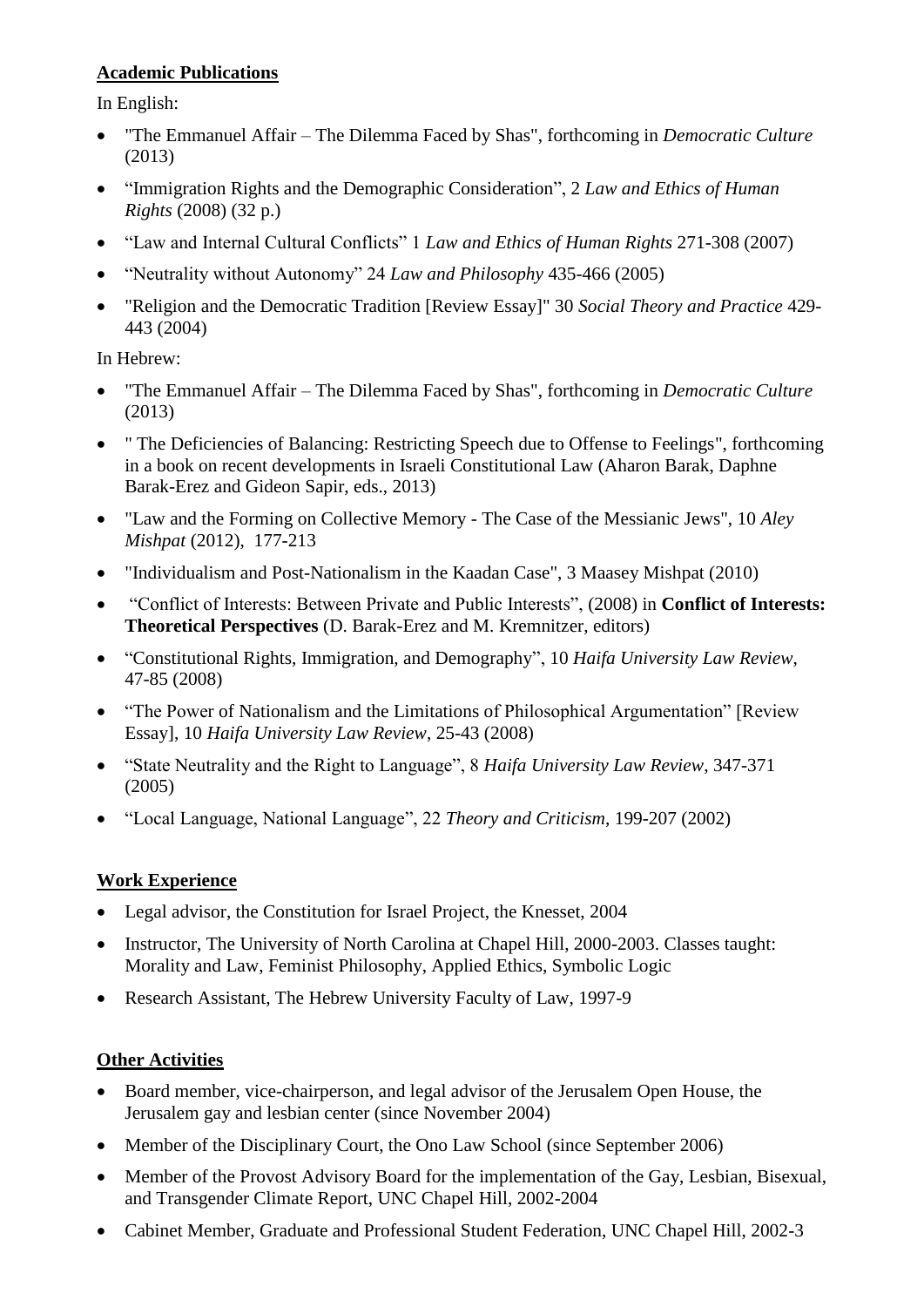## Academic Publications

In English:

- "The Emmanuel Affair – The Dilemma Faced by Shas", forthcoming in *Democratic Culture* (2013)
- "Immigration Rights and the Demographic Consideration", 2 *Law and Ethics of Human Rights* (2008) (32 p.)
- "Law and Internal Cultural Conflicts" 1 *Law and Ethics of Human Rights* 271-308 (2007)
- "Neutrality without Autonomy" 24 *Law and Philosophy* 435-466 (2005)
- "Religion and the Democratic Tradition [Review Essay]" 30 *Social Theory and Practice* 429-443 (2004)

In Hebrew:

- "The Emmanuel Affair – The Dilemma Faced by Shas", forthcoming in *Democratic Culture* (2013)
- " The Deficiencies of Balancing: Restricting Speech due to Offense to Feelings", forthcoming in a book on recent developments in Israeli Constitutional Law (Aharon Barak, Daphne Barak-Erez and Gideon Sapir, eds., 2013)
- "Law and the Forming on Collective Memory - The Case of the Messianic Jews", 10 *Aley Mishpat* (2012), 177-213
- "Individualism and Post-Nationalism in the Kaadan Case", 3 Maasey Mishpat (2010)
- "Conflict of Interests: Between Private and Public Interests", (2008) in **Conflict of Interests: Theoretical Perspectives** (D. Barak-Erez and M. Kremnitzer, editors)
- "Constitutional Rights, Immigration, and Demography", 10 *Haifa University Law Review*, 47-85 (2008)
- "The Power of Nationalism and the Limitations of Philosophical Argumentation" [Review Essay], 10 *Haifa University Law Review*, 25-43 (2008)
- "State Neutrality and the Right to Language", 8 *Haifa University Law Review*, 347-371 (2005)
- "Local Language, National Language", 22 *Theory and Criticism*, 199-207 (2002)

## Work Experience

- Legal advisor, the Constitution for Israel Project, the Knesset, 2004
- Instructor, The University of North Carolina at Chapel Hill, 2000-2003. Classes taught: Morality and Law, Feminist Philosophy, Applied Ethics, Symbolic Logic
- Research Assistant, The Hebrew University Faculty of Law, 1997-9

## Other Activities

- Board member, vice-chairperson, and legal advisor of the Jerusalem Open House, the Jerusalem gay and lesbian center (since November 2004)
- Member of the Disciplinary Court, the Ono Law School (since September 2006)
- Member of the Provost Advisory Board for the implementation of the Gay, Lesbian, Bisexual, and Transgender Climate Report, UNC Chapel Hill, 2002-2004
- Cabinet Member, Graduate and Professional Student Federation, UNC Chapel Hill, 2002-3